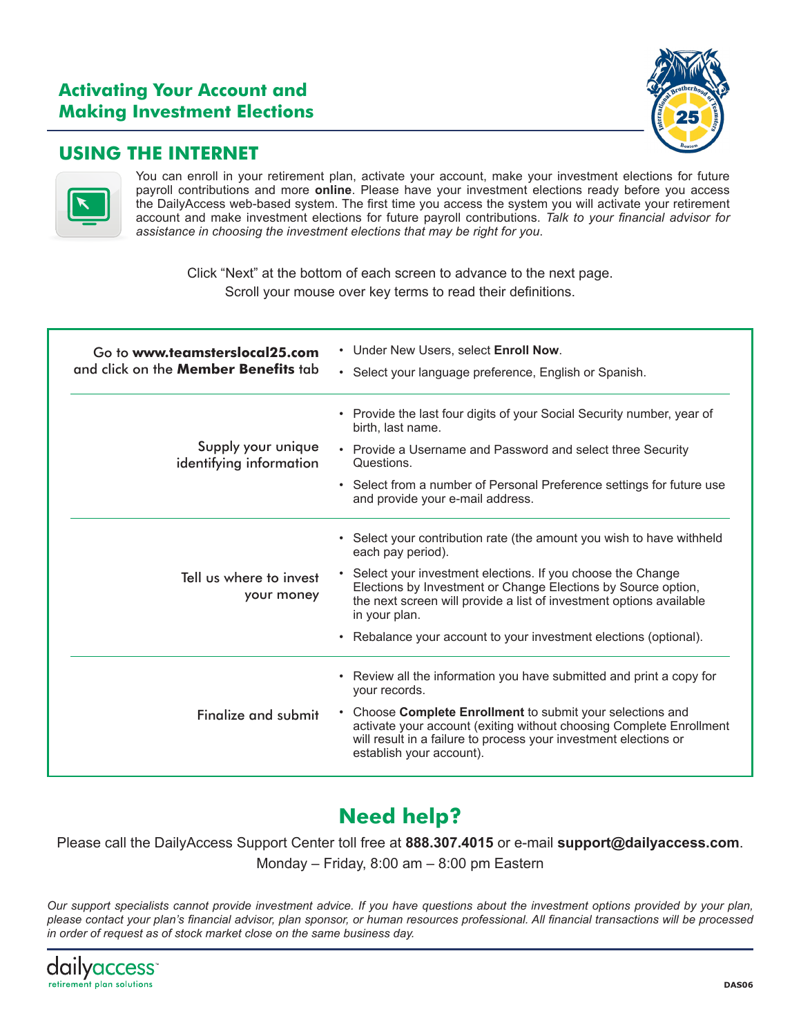# Activating Your Account and Making Investment Elections

## USING THE INTERNET

You can enroll in your retirement plan, activate your account, make your investment elections for future payroll contributions and more **online**. Please have your investment elections ready before you access the DailyAccess web-based system. The first time you access the system you will activate your retirement account and make investment elections for future payroll contributions. *Talk to your financial advisor for assistance in choosing the investment elections that may be right for you.*

Click “Next” at the bottom of each screen to advance to the next page.
Scroll your mouse over key terms to read their definitions.

| | |
|---|---|
| Go to **www.teamsterslocal25.com** and click on the **Member Benefits** tab | • Under New Users, select **Enroll Now**.<br>• Select your language preference, English or Spanish. |
| Supply your unique identifying information | • Provide the last four digits of your Social Security number, year of birth, last name.<br>• Provide a Username and Password and select three Security Questions.<br>• Select from a number of Personal Preference settings for future use and provide your e-mail address. |
| Tell us where to invest your money | • Select your contribution rate (the amount you wish to have withheld each pay period).<br>• Select your investment elections. If you choose the Change Elections by Investment or Change Elections by Source option, the next screen will provide a list of investment options available in your plan.<br>• Rebalance your account to your investment elections (optional). |
| Finalize and submit | • Review all the information you have submitted and print a copy for your records.<br>• Choose **Complete Enrollment** to submit your selections and activate your account (exiting without choosing Complete Enrollment will result in a failure to process your investment elections or establish your account). |

## Need help?

Please call the DailyAccess Support Center toll free at **888.307.4015** or e-mail **support@dailyaccess.com**.
Monday – Friday, 8:00 am – 8:00 pm Eastern

*Our support specialists cannot provide investment advice. If you have questions about the investment options provided by your plan, please contact your plan’s financial advisor, plan sponsor, or human resources professional. All financial transactions will be processed in order of request as of stock market close on the same business day.*

dailyaccess
retirement plan solutions

DAS06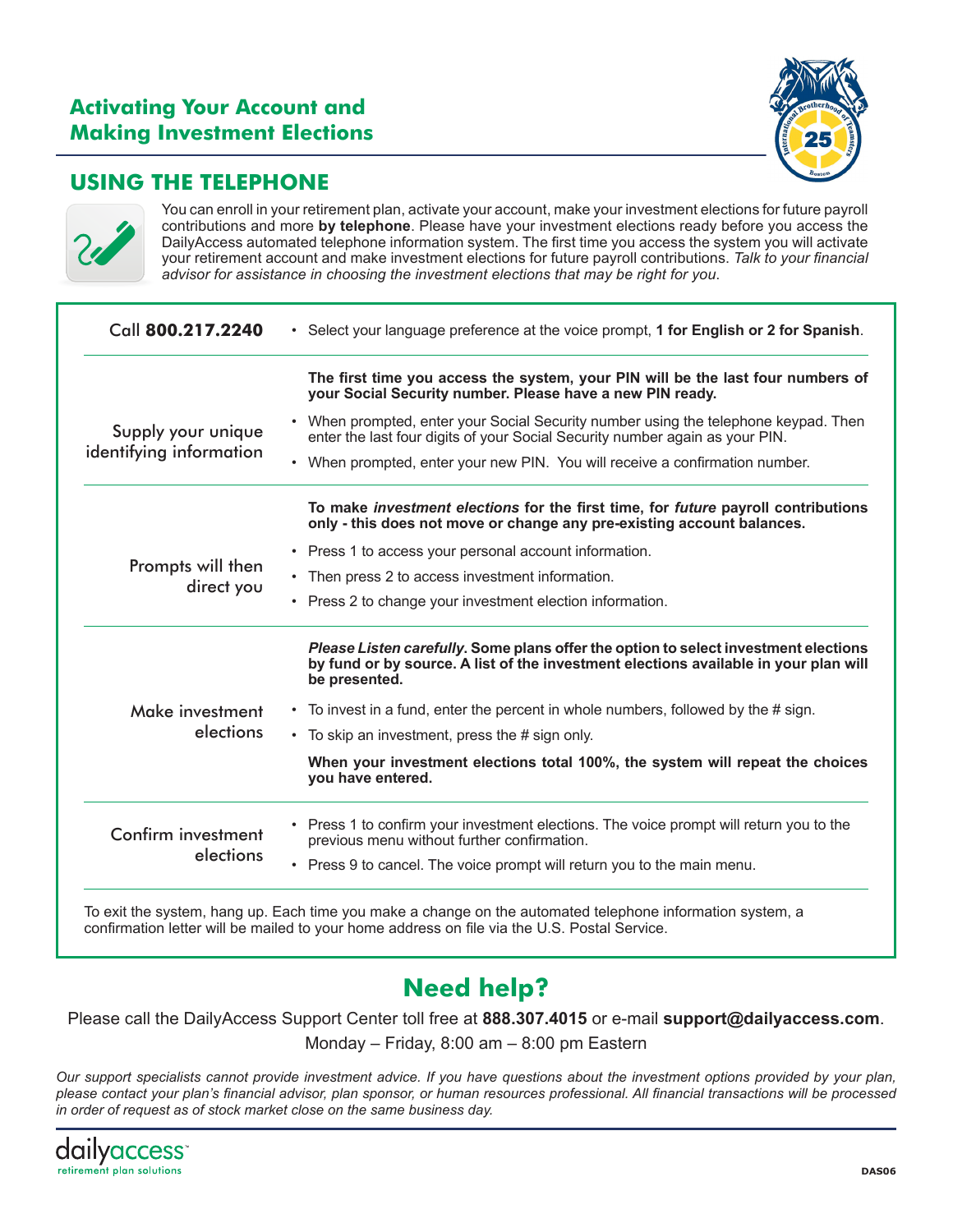# Activating Your Account and Making Investment Elections

## USING THE TELEPHONE

You can enroll in your retirement plan, activate your account, make your investment elections for future payroll contributions and more **by telephone**. Please have your investment elections ready before you access the DailyAccess automated telephone information system. The first time you access the system you will activate your retirement account and make investment elections for future payroll contributions. *Talk to your financial advisor for assistance in choosing the investment elections that may be right for you.*

| | |
|---|---|
| Call **800.217.2240** | • Select your language preference at the voice prompt, **1 for English or 2 for Spanish**. |
| Supply your unique identifying information | **The first time you access the system, your PIN will be the last four numbers of your Social Security number. Please have a new PIN ready.**<br>• When prompted, enter your Social Security number using the telephone keypad. Then enter the last four digits of your Social Security number again as your PIN.<br>• When prompted, enter your new PIN. You will receive a confirmation number. |
| Prompts will then direct you | **To make *investment elections* for the first time, for *future* payroll contributions only - this does not move or change any pre-existing account balances.**<br>• Press 1 to access your personal account information.<br>• Then press 2 to access investment information.<br>• Press 2 to change your investment election information. |
| Make investment elections | ***Please Listen carefully*. Some plans offer the option to select investment elections by fund or by source. A list of the investment elections available in your plan will be presented.**<br>• To invest in a fund, enter the percent in whole numbers, followed by the # sign.<br>• To skip an investment, press the # sign only.<br>**When your investment elections total 100%, the system will repeat the choices you have entered.** |
| Confirm investment elections | • Press 1 to confirm your investment elections. The voice prompt will return you to the previous menu without further confirmation.<br>• Press 9 to cancel. The voice prompt will return you to the main menu. |

To exit the system, hang up. Each time you make a change on the automated telephone information system, a confirmation letter will be mailed to your home address on file via the U.S. Postal Service.

## Need help?

Please call the DailyAccess Support Center toll free at **888.307.4015** or e-mail **support@dailyaccess.com**.

Monday – Friday, 8:00 am – 8:00 pm Eastern

*Our support specialists cannot provide investment advice. If you have questions about the investment options provided by your plan, please contact your plan's financial advisor, plan sponsor, or human resources professional. All financial transactions will be processed in order of request as of stock market close on the same business day.*

dailyaccess retirement plan solutions

DAS06